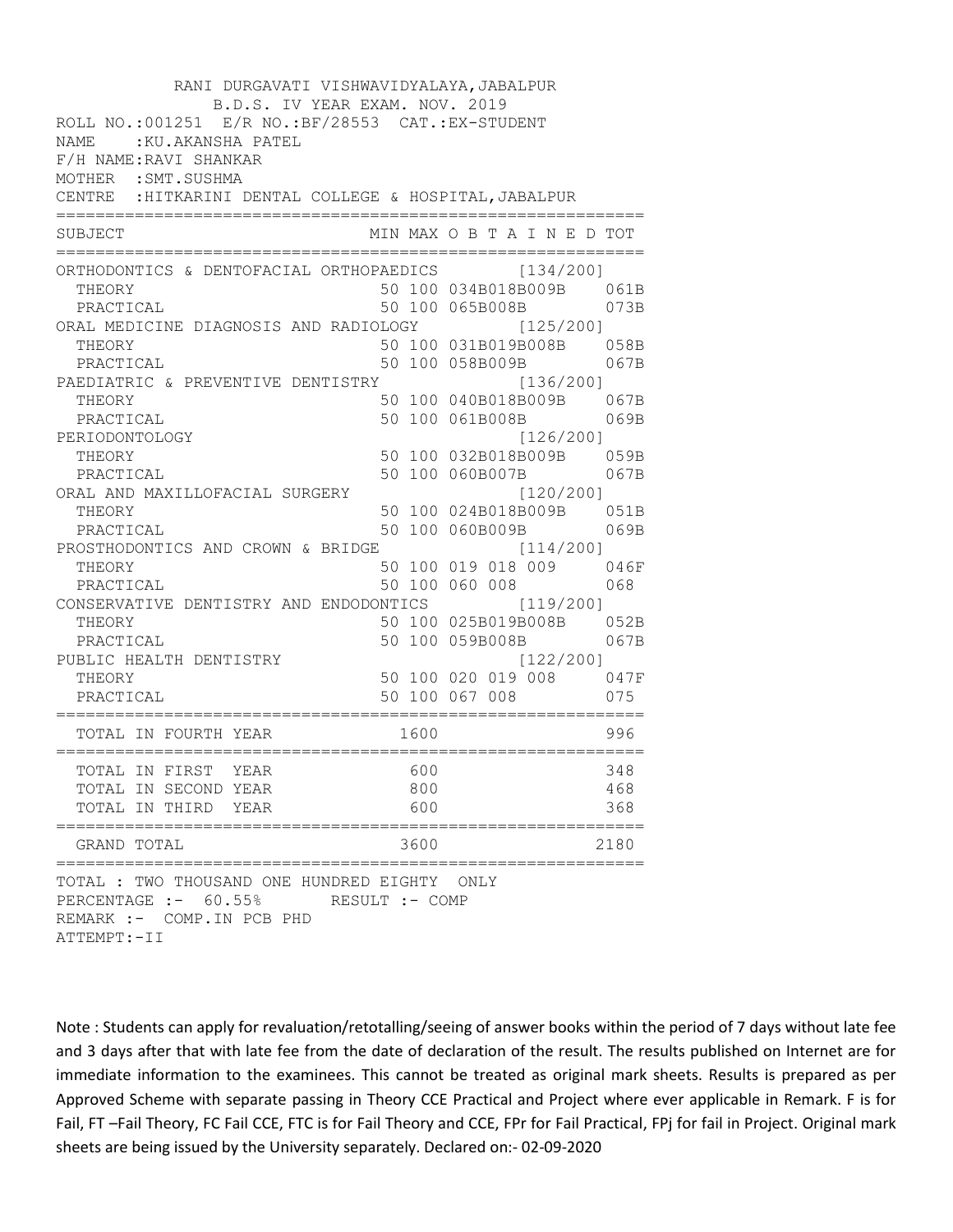RANI DURGAVATI VISHWAVIDYALAYA,JABALPUR

B.D.S. IV YEAR EXAM. NOV. 2019

ROLL NO.:001251 E/R NO.:BF/28553 CAT.:EX-STUDENT

NAME :KU.AKANSHA PATEL

F/H NAME:RAVI SHANKAR

MOTHER :SMT.SUSHMA

CENTRE :HITKARINI DENTAL COLLEGE & HOSPITAL,JABALPUR

| SUBJECT | MIN | MAX | O B T A I N E D | TOT |
|---|---|---|---|---|
| ORTHODONTICS & DENTOFACIAL ORTHOPAEDICS | | | [134/200] | |
| THEORY | 50 | 100 | 034B018B009B | 061B |
| PRACTICAL | 50 | 100 | 065B008B | 073B |
| ORAL MEDICINE DIAGNOSIS AND RADIOLOGY | | | [125/200] | |
| THEORY | 50 | 100 | 031B019B008B | 058B |
| PRACTICAL | 50 | 100 | 058B009B | 067B |
| PAEDIATRIC & PREVENTIVE DENTISTRY | | | [136/200] | |
| THEORY | 50 | 100 | 040B018B009B | 067B |
| PRACTICAL | 50 | 100 | 061B008B | 069B |
| PERIODONTOLOGY | | | [126/200] | |
| THEORY | 50 | 100 | 032B018B009B | 059B |
| PRACTICAL | 50 | 100 | 060B007B | 067B |
| ORAL AND MAXILLOFACIAL SURGERY | | | [120/200] | |
| THEORY | 50 | 100 | 024B018B009B | 051B |
| PRACTICAL | 50 | 100 | 060B009B | 069B |
| PROSTHODONTICS AND CROWN & BRIDGE | | | [114/200] | |
| THEORY | 50 | 100 | 019 018 009 | 046F |
| PRACTICAL | 50 | 100 | 060 008 | 068 |
| CONSERVATIVE DENTISTRY AND ENDODONTICS | | | [119/200] | |
| THEORY | 50 | 100 | 025B019B008B | 052B |
| PRACTICAL | 50 | 100 | 059B008B | 067B |
| PUBLIC HEALTH DENTISTRY | | | [122/200] | |
| THEORY | 50 | 100 | 020 019 008 | 047F |
| PRACTICAL | 50 | 100 | 067 008 | 075 |
| TOTAL IN FOURTH YEAR | | 1600 | | 996 |
| TOTAL IN FIRST YEAR | | 600 | | 348 |
| TOTAL IN SECOND YEAR | | 800 | | 468 |
| TOTAL IN THIRD YEAR | | 600 | | 368 |
| GRAND TOTAL | | 3600 | | 2180 |

TOTAL : TWO THOUSAND ONE HUNDRED EIGHTY ONLY

PERCENTAGE :- 60.55% RESULT :- COMP

REMARK :- COMP.IN PCB PHD

ATTEMPT:-II

Note : Students can apply for revaluation/retotalling/seeing of answer books within the period of 7 days without late fee and 3 days after that with late fee from the date of declaration of the result. The results published on Internet are for immediate information to the examinees. This cannot be treated as original mark sheets. Results is prepared as per Approved Scheme with separate passing in Theory CCE Practical and Project where ever applicable in Remark. F is for Fail, FT –Fail Theory, FC Fail CCE, FTC is for Fail Theory and CCE, FPr for Fail Practical, FPj for fail in Project. Original mark sheets are being issued by the University separately. Declared on:- 02-09-2020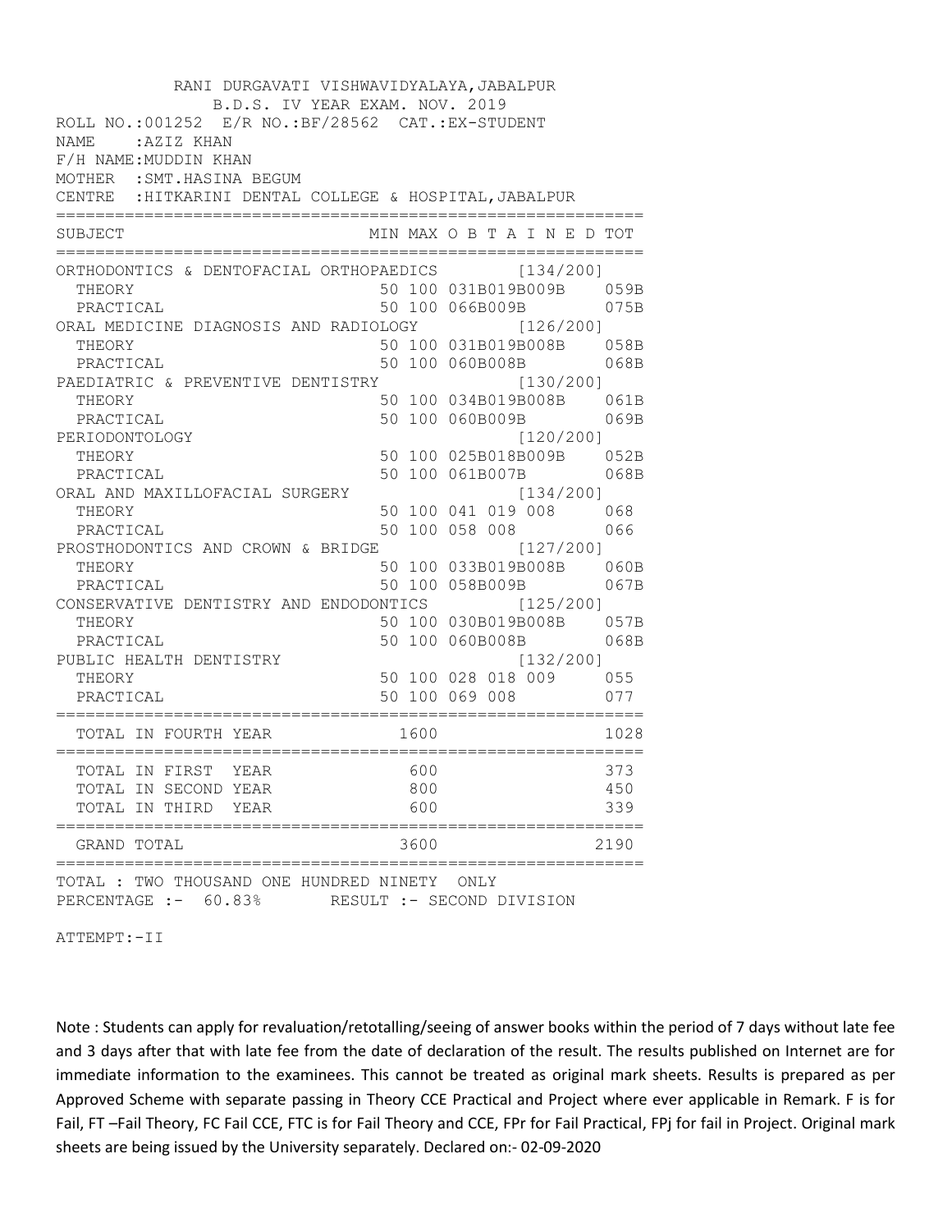RANI DURGAVATI VISHWAVIDYALAYA,JABALPUR

B.D.S. IV YEAR EXAM. NOV. 2019

ROLL NO.:001252 E/R NO.:BF/28562 CAT.:EX-STUDENT

NAME :AZIZ KHAN

F/H NAME:MUDDIN KHAN

MOTHER :SMT.HASINA BEGUM

CENTRE :HITKARINI DENTAL COLLEGE & HOSPITAL,JABALPUR

| SUBJECT | MIN | MAX | O B T A I N E D | TOT |
|---|---|---|---|---|
| ORTHODONTICS & DENTOFACIAL ORTHOPAEDICS | | | [134/200] | |
| THEORY | 50 | 100 | 031B019B009B | 059B |
| PRACTICAL | 50 | 100 | 066B009B | 075B |
| ORAL MEDICINE DIAGNOSIS AND RADIOLOGY | | | [126/200] | |
| THEORY | 50 | 100 | 031B019B008B | 058B |
| PRACTICAL | 50 | 100 | 060B008B | 068B |
| PAEDIATRIC & PREVENTIVE DENTISTRY | | | [130/200] | |
| THEORY | 50 | 100 | 034B019B008B | 061B |
| PRACTICAL | 50 | 100 | 060B009B | 069B |
| PERIODONTOLOGY | | | [120/200] | |
| THEORY | 50 | 100 | 025B018B009B | 052B |
| PRACTICAL | 50 | 100 | 061B007B | 068B |
| ORAL AND MAXILLOFACIAL SURGERY | | | [134/200] | |
| THEORY | 50 | 100 | 041 019 008 | 068 |
| PRACTICAL | 50 | 100 | 058 008 | 066 |
| PROSTHODONTICS AND CROWN & BRIDGE | | | [127/200] | |
| THEORY | 50 | 100 | 033B019B008B | 060B |
| PRACTICAL | 50 | 100 | 058B009B | 067B |
| CONSERVATIVE DENTISTRY AND ENDODONTICS | | | [125/200] | |
| THEORY | 50 | 100 | 030B019B008B | 057B |
| PRACTICAL | 50 | 100 | 060B008B | 068B |
| PUBLIC HEALTH DENTISTRY | | | [132/200] | |
| THEORY | 50 | 100 | 028 018 009 | 055 |
| PRACTICAL | 50 | 100 | 069 008 | 077 |
| TOTAL IN FOURTH YEAR | | 1600 | | 1028 |
| TOTAL IN FIRST YEAR | | 600 | | 373 |
| TOTAL IN SECOND YEAR | | 800 | | 450 |
| TOTAL IN THIRD YEAR | | 600 | | 339 |
| GRAND TOTAL | | 3600 | | 2190 |

TOTAL : TWO THOUSAND ONE HUNDRED NINETY ONLY

PERCENTAGE :- 60.83% RESULT :- SECOND DIVISION

ATTEMPT:-II

Note : Students can apply for revaluation/retotalling/seeing of answer books within the period of 7 days without late fee and 3 days after that with late fee from the date of declaration of the result. The results published on Internet are for immediate information to the examinees. This cannot be treated as original mark sheets. Results is prepared as per Approved Scheme with separate passing in Theory CCE Practical and Project where ever applicable in Remark. F is for Fail, FT –Fail Theory, FC Fail CCE, FTC is for Fail Theory and CCE, FPr for Fail Practical, FPj for fail in Project. Original mark sheets are being issued by the University separately. Declared on:- 02-09-2020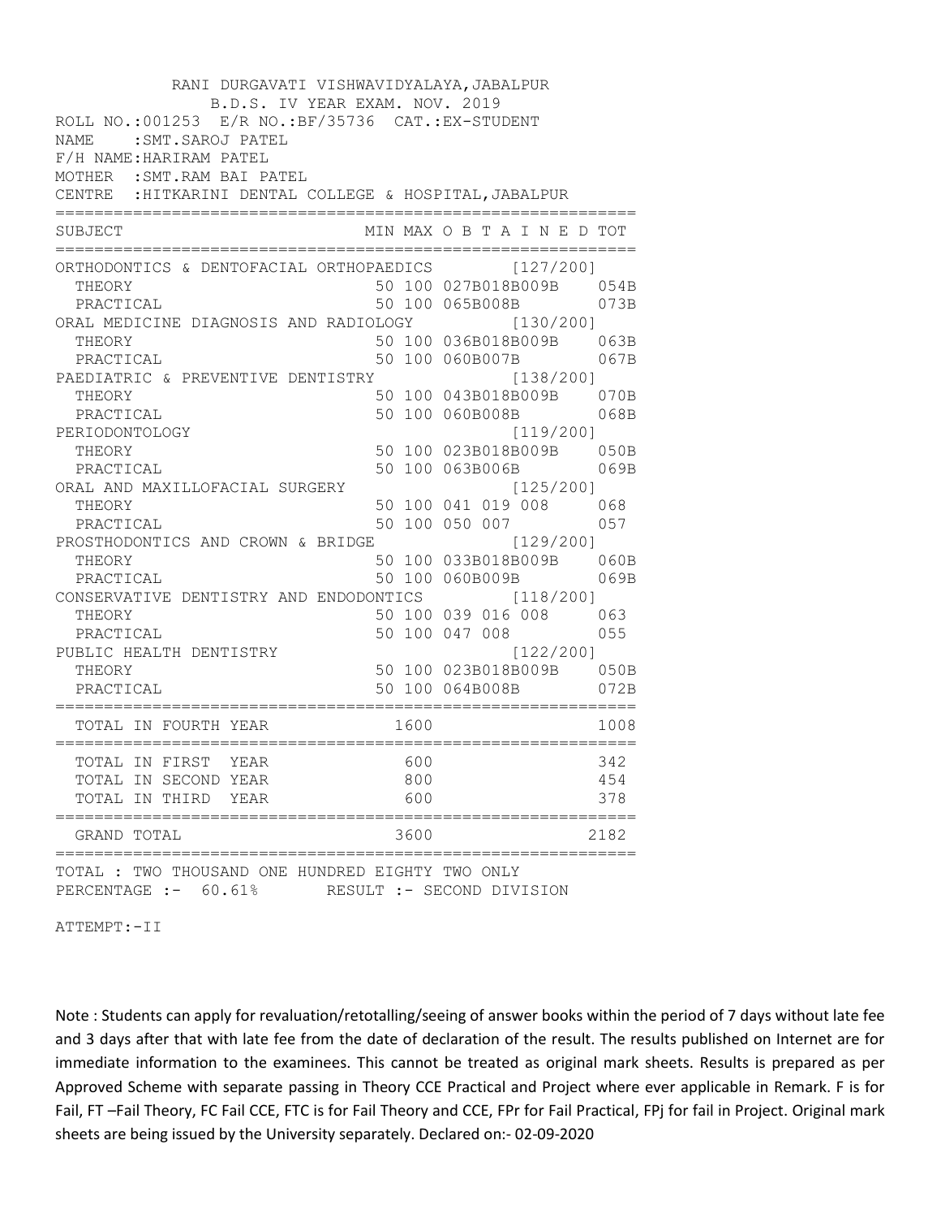RANI DURGAVATI VISHWAVIDYALAYA,JABALPUR
B.D.S. IV YEAR EXAM. NOV. 2019

ROLL NO.:001253 E/R NO.:BF/35736 CAT.:EX-STUDENT
NAME :SMT.SAROJ PATEL
F/H NAME:HARIRAM PATEL
MOTHER :SMT.RAM BAI PATEL
CENTRE :HITKARINI DENTAL COLLEGE & HOSPITAL,JABALPUR

| SUBJECT | MIN | MAX | O B T A I N E D | TOT |
|---|---|---|---|---|
| ORTHODONTICS & DENTOFACIAL ORTHOPAEDICS | | | [127/200] | |
| THEORY | 50 | 100 | 027B018B009B | 054B |
| PRACTICAL | 50 | 100 | 065B008B | 073B |
| ORAL MEDICINE DIAGNOSIS AND RADIOLOGY | | | [130/200] | |
| THEORY | 50 | 100 | 036B018B009B | 063B |
| PRACTICAL | 50 | 100 | 060B007B | 067B |
| PAEDIATRIC & PREVENTIVE DENTISTRY | | | [138/200] | |
| THEORY | 50 | 100 | 043B018B009B | 070B |
| PRACTICAL | 50 | 100 | 060B008B | 068B |
| PERIODONTOLOGY | | | [119/200] | |
| THEORY | 50 | 100 | 023B018B009B | 050B |
| PRACTICAL | 50 | 100 | 063B006B | 069B |
| ORAL AND MAXILLOFACIAL SURGERY | | | [125/200] | |
| THEORY | 50 | 100 | 041 019 008 | 068 |
| PRACTICAL | 50 | 100 | 050 007 | 057 |
| PROSTHODONTICS AND CROWN & BRIDGE | | | [129/200] | |
| THEORY | 50 | 100 | 033B018B009B | 060B |
| PRACTICAL | 50 | 100 | 060B009B | 069B |
| CONSERVATIVE DENTISTRY AND ENDODONTICS | | | [118/200] | |
| THEORY | 50 | 100 | 039 016 008 | 063 |
| PRACTICAL | 50 | 100 | 047 008 | 055 |
| PUBLIC HEALTH DENTISTRY | | | [122/200] | |
| THEORY | 50 | 100 | 023B018B009B | 050B |
| PRACTICAL | 50 | 100 | 064B008B | 072B |
| TOTAL IN FOURTH YEAR | | 1600 | | 1008 |
| TOTAL IN FIRST YEAR | | 600 | | 342 |
| TOTAL IN SECOND YEAR | | 800 | | 454 |
| TOTAL IN THIRD YEAR | | 600 | | 378 |
| GRAND TOTAL | | 3600 | | 2182 |

TOTAL : TWO THOUSAND ONE HUNDRED EIGHTY TWO ONLY
PERCENTAGE :- 60.61% RESULT :- SECOND DIVISION

ATTEMPT:-II

Note : Students can apply for revaluation/retotalling/seeing of answer books within the period of 7 days without late fee and 3 days after that with late fee from the date of declaration of the result. The results published on Internet are for immediate information to the examinees. This cannot be treated as original mark sheets. Results is prepared as per Approved Scheme with separate passing in Theory CCE Practical and Project where ever applicable in Remark. F is for Fail, FT –Fail Theory, FC Fail CCE, FTC is for Fail Theory and CCE, FPr for Fail Practical, FPj for fail in Project. Original mark sheets are being issued by the University separately. Declared on:- 02-09-2020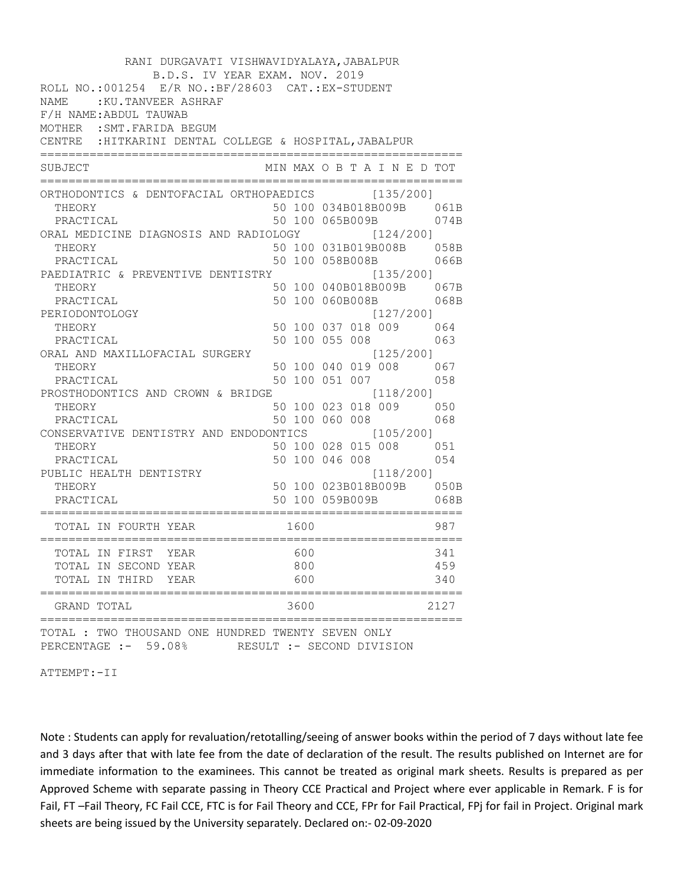RANI DURGAVATI VISHWAVIDYALAYA,JABALPUR
B.D.S. IV YEAR EXAM. NOV. 2019

ROLL NO.:001254 E/R NO.:BF/28603 CAT.:EX-STUDENT
NAME :KU.TANVEER ASHRAF
F/H NAME:ABDUL TAUWAB
MOTHER :SMT.FARIDA BEGUM
CENTRE :HITKARINI DENTAL COLLEGE & HOSPITAL,JABALPUR

| SUBJECT | MIN | MAX | O B T A I N E D | TOT |
|---|---|---|---|---|
| ORTHODONTICS & DENTOFACIAL ORTHOPAEDICS | | | [135/200] | |
| THEORY | 50 | 100 | 034B018B009B | 061B |
| PRACTICAL | 50 | 100 | 065B009B | 074B |
| ORAL MEDICINE DIAGNOSIS AND RADIOLOGY | | | [124/200] | |
| THEORY | 50 | 100 | 031B019B008B | 058B |
| PRACTICAL | 50 | 100 | 058B008B | 066B |
| PAEDIATRIC & PREVENTIVE DENTISTRY | | | [135/200] | |
| THEORY | 50 | 100 | 040B018B009B | 067B |
| PRACTICAL | 50 | 100 | 060B008B | 068B |
| PERIODONTOLOGY | | | [127/200] | |
| THEORY | 50 | 100 | 037 018 009 | 064 |
| PRACTICAL | 50 | 100 | 055 008 | 063 |
| ORAL AND MAXILLOFACIAL SURGERY | | | [125/200] | |
| THEORY | 50 | 100 | 040 019 008 | 067 |
| PRACTICAL | 50 | 100 | 051 007 | 058 |
| PROSTHODONTICS AND CROWN & BRIDGE | | | [118/200] | |
| THEORY | 50 | 100 | 023 018 009 | 050 |
| PRACTICAL | 50 | 100 | 060 008 | 068 |
| CONSERVATIVE DENTISTRY AND ENDODONTICS | | | [105/200] | |
| THEORY | 50 | 100 | 028 015 008 | 051 |
| PRACTICAL | 50 | 100 | 046 008 | 054 |
| PUBLIC HEALTH DENTISTRY | | | [118/200] | |
| THEORY | 50 | 100 | 023B018B009B | 050B |
| PRACTICAL | 50 | 100 | 059B009B | 068B |
| TOTAL IN FOURTH YEAR | | 1600 | | 987 |
| TOTAL IN FIRST YEAR | | 600 | | 341 |
| TOTAL IN SECOND YEAR | | 800 | | 459 |
| TOTAL IN THIRD YEAR | | 600 | | 340 |
| GRAND TOTAL | | 3600 | | 2127 |

TOTAL : TWO THOUSAND ONE HUNDRED TWENTY SEVEN ONLY
PERCENTAGE :- 59.08% RESULT :- SECOND DIVISION

ATTEMPT:-II

Note : Students can apply for revaluation/retotalling/seeing of answer books within the period of 7 days without late fee and 3 days after that with late fee from the date of declaration of the result. The results published on Internet are for immediate information to the examinees. This cannot be treated as original mark sheets. Results is prepared as per Approved Scheme with separate passing in Theory CCE Practical and Project where ever applicable in Remark. F is for Fail, FT –Fail Theory, FC Fail CCE, FTC is for Fail Theory and CCE, FPr for Fail Practical, FPj for fail in Project. Original mark sheets are being issued by the University separately. Declared on:- 02-09-2020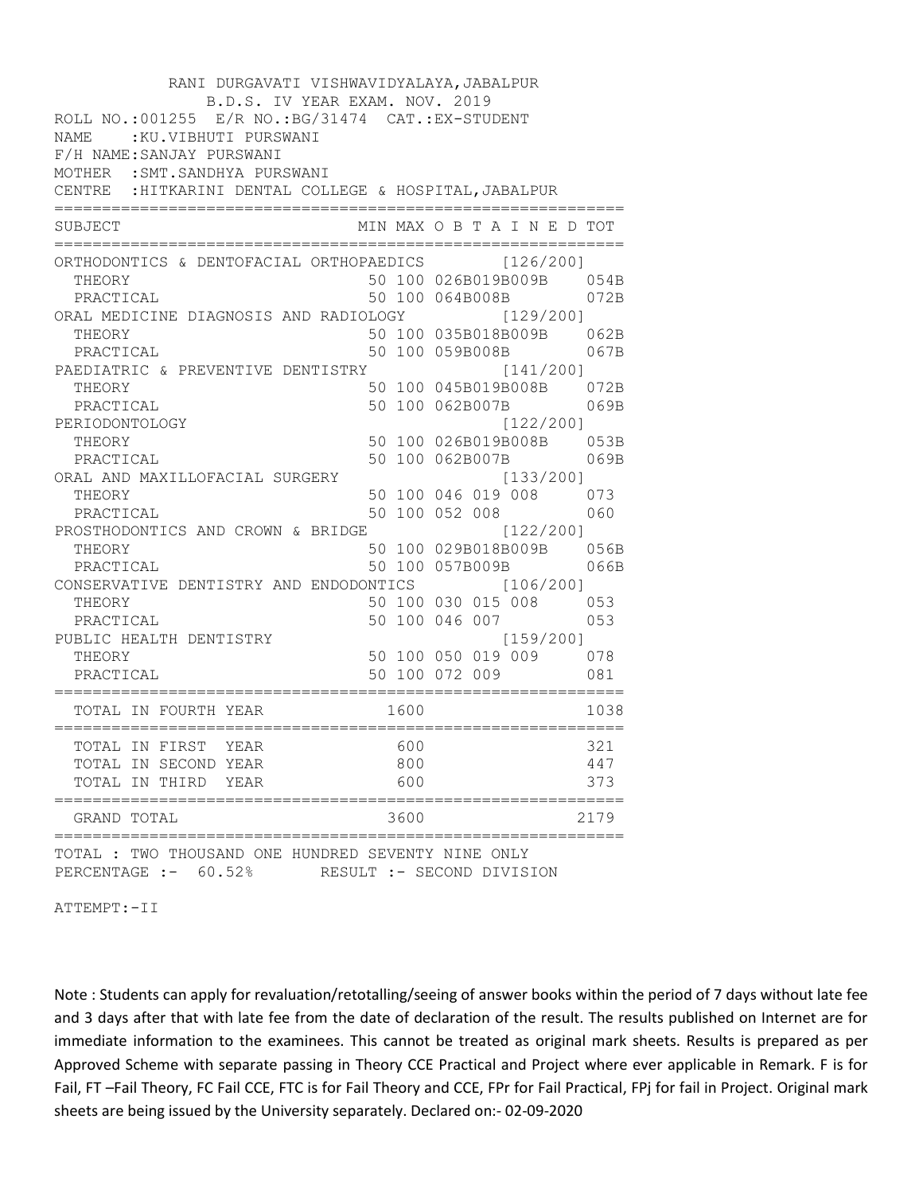RANI DURGAVATI VISHWAVIDYALAYA,JABALPUR
B.D.S. IV YEAR EXAM. NOV. 2019

ROLL NO.:001255 E/R NO.:BG/31474 CAT.:EX-STUDENT
NAME :KU.VIBHUTI PURSWANI
F/H NAME:SANJAY PURSWANI
MOTHER :SMT.SANDHYA PURSWANI
CENTRE :HITKARINI DENTAL COLLEGE & HOSPITAL,JABALPUR

| SUBJECT | MIN | MAX | O B T A I N E D | TOT |
|---|---|---|---|---|
| ORTHODONTICS & DENTOFACIAL ORTHOPAEDICS | | | [126/200] | |
| THEORY | 50 | 100 | 026B019B009B | 054B |
| PRACTICAL | 50 | 100 | 064B008B | 072B |
| ORAL MEDICINE DIAGNOSIS AND RADIOLOGY | | | [129/200] | |
| THEORY | 50 | 100 | 035B018B009B | 062B |
| PRACTICAL | 50 | 100 | 059B008B | 067B |
| PAEDIATRIC & PREVENTIVE DENTISTRY | | | [141/200] | |
| THEORY | 50 | 100 | 045B019B008B | 072B |
| PRACTICAL | 50 | 100 | 062B007B | 069B |
| PERIODONTOLOGY | | | [122/200] | |
| THEORY | 50 | 100 | 026B019B008B | 053B |
| PRACTICAL | 50 | 100 | 062B007B | 069B |
| ORAL AND MAXILLOFACIAL SURGERY | | | [133/200] | |
| THEORY | 50 | 100 | 046 019 008 | 073 |
| PRACTICAL | 50 | 100 | 052 008 | 060 |
| PROSTHODONTICS AND CROWN & BRIDGE | | | [122/200] | |
| THEORY | 50 | 100 | 029B018B009B | 056B |
| PRACTICAL | 50 | 100 | 057B009B | 066B |
| CONSERVATIVE DENTISTRY AND ENDODONTICS | | | [106/200] | |
| THEORY | 50 | 100 | 030 015 008 | 053 |
| PRACTICAL | 50 | 100 | 046 007 | 053 |
| PUBLIC HEALTH DENTISTRY | | | [159/200] | |
| THEORY | 50 | 100 | 050 019 009 | 078 |
| PRACTICAL | 50 | 100 | 072 009 | 081 |
| TOTAL IN FOURTH YEAR | | 1600 | | 1038 |
| TOTAL IN FIRST YEAR | | 600 | | 321 |
| TOTAL IN SECOND YEAR | | 800 | | 447 |
| TOTAL IN THIRD YEAR | | 600 | | 373 |
| GRAND TOTAL | | 3600 | | 2179 |

TOTAL : TWO THOUSAND ONE HUNDRED SEVENTY NINE ONLY
PERCENTAGE :- 60.52% RESULT :- SECOND DIVISION

ATTEMPT:-II

Note : Students can apply for revaluation/retotalling/seeing of answer books within the period of 7 days without late fee and 3 days after that with late fee from the date of declaration of the result. The results published on Internet are for immediate information to the examinees. This cannot be treated as original mark sheets. Results is prepared as per Approved Scheme with separate passing in Theory CCE Practical and Project where ever applicable in Remark. F is for Fail, FT –Fail Theory, FC Fail CCE, FTC is for Fail Theory and CCE, FPr for Fail Practical, FPj for fail in Project. Original mark sheets are being issued by the University separately. Declared on:- 02-09-2020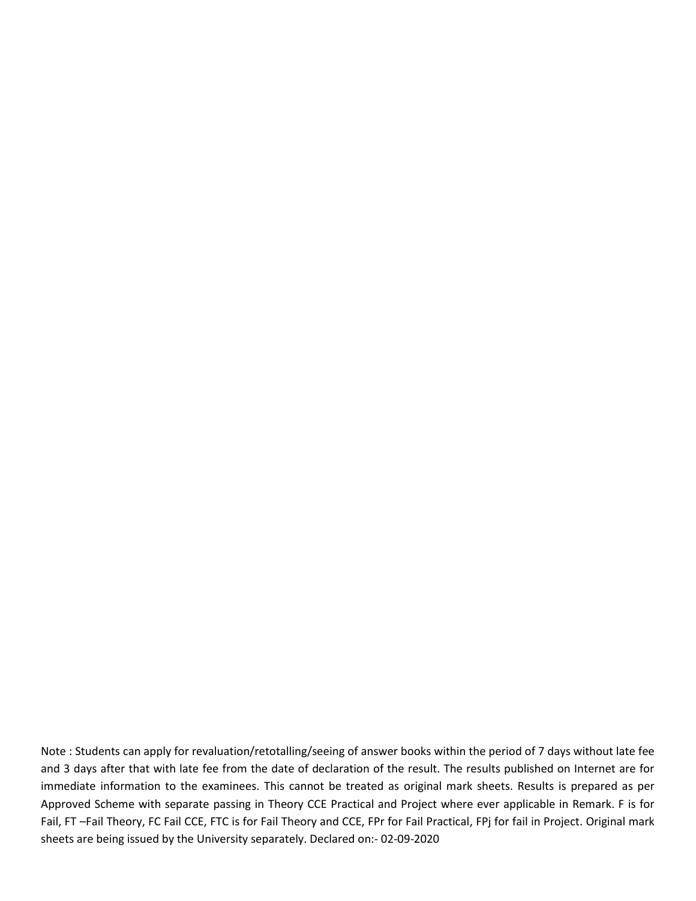Note : Students can apply for revaluation/retotalling/seeing of answer books within the period of 7 days without late fee and 3 days after that with late fee from the date of declaration of the result. The results published on Internet are for immediate information to the examinees. This cannot be treated as original mark sheets. Results is prepared as per Approved Scheme with separate passing in Theory CCE Practical and Project where ever applicable in Remark. F is for Fail, FT –Fail Theory, FC Fail CCE, FTC is for Fail Theory and CCE, FPr for Fail Practical, FPj for fail in Project. Original mark sheets are being issued by the University separately. Declared on:- 02-09-2020